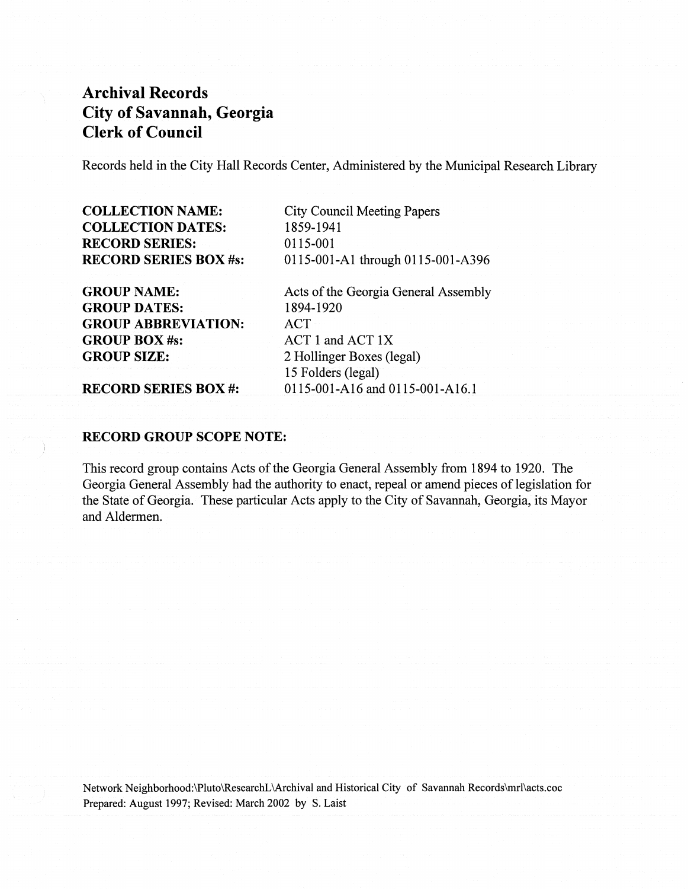# Archival Records
# City of Savannah, Georgia
# Clerk of Council

Records held in the City Hall Records Center, Administered by the Municipal Research Library

| | |
|---|---|
| **COLLECTION NAME:** | City Council Meeting Papers |
| **COLLECTION DATES:** | 1859-1941 |
| **RECORD SERIES:** | 0115-001 |
| **RECORD SERIES BOX #s:** | 0115-001-A1 through 0115-001-A396 |
| **GROUP NAME:** | Acts of the Georgia General Assembly |
| **GROUP DATES:** | 1894-1920 |
| **GROUP ABBREVIATION:** | ACT |
| **GROUP BOX #s:** | ACT 1 and ACT 1X |
| **GROUP SIZE:** | 2 Hollinger Boxes (legal)<br>15 Folders (legal) |
| **RECORD SERIES BOX #:** | 0115-001-A16 and 0115-001-A16.1 |

**RECORD GROUP SCOPE NOTE:**

This record group contains Acts of the Georgia General Assembly from 1894 to 1920. The Georgia General Assembly had the authority to enact, repeal or amend pieces of legislation for the State of Georgia. These particular Acts apply to the City of Savannah, Georgia, its Mayor and Aldermen.

Network Neighborhood:\Pluto\ResearchL\Archival and Historical City of Savannah Records\mrl\acts.coc
Prepared: August 1997; Revised: March 2002 by S. Laist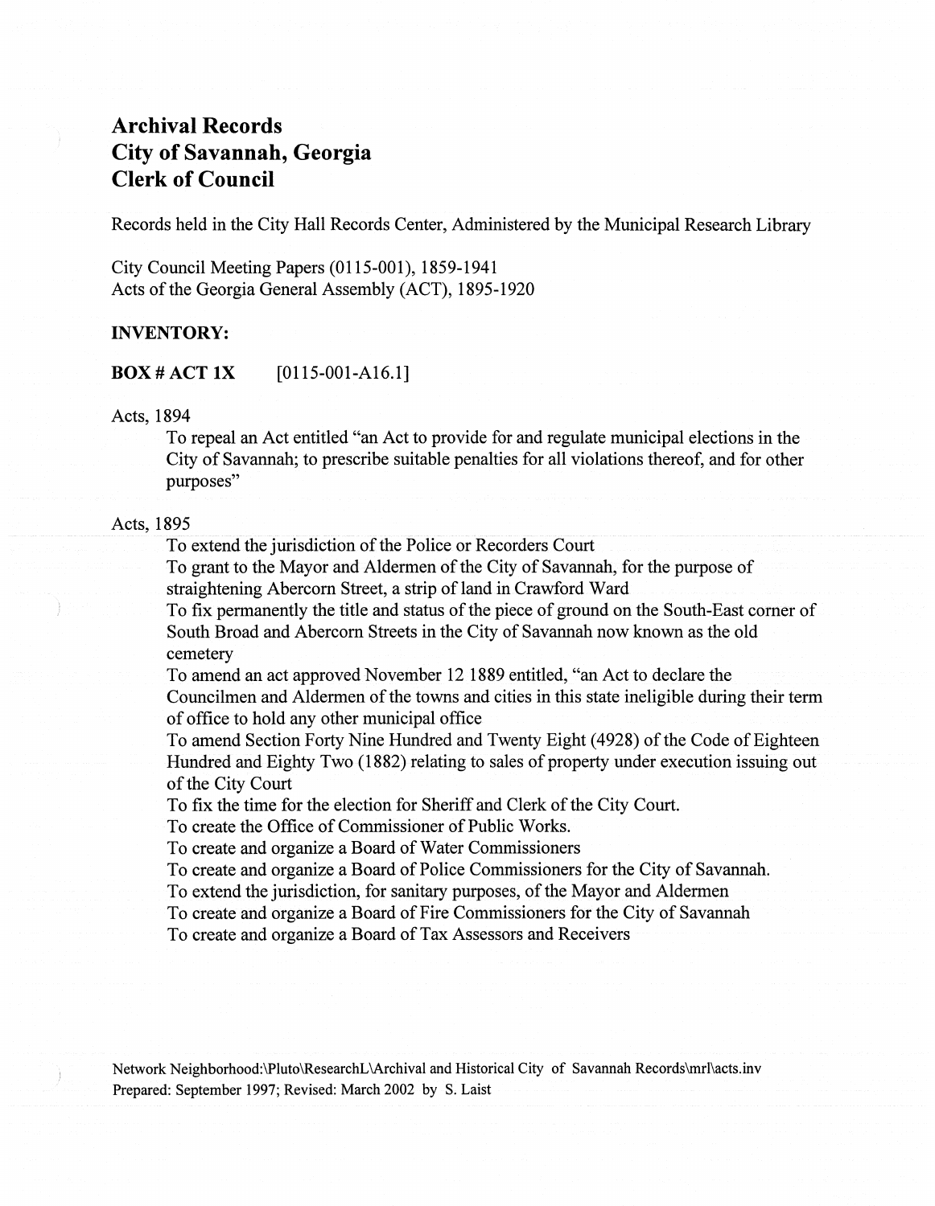# Archival Records
# City of Savannah, Georgia
# Clerk of Council

Records held in the City Hall Records Center, Administered by the Municipal Research Library

City Council Meeting Papers (0115-001), 1859-1941
Acts of the Georgia General Assembly (ACT), 1895-1920

**INVENTORY:**

**BOX # ACT 1X** [0115-001-A16.1]

Acts, 1894

- To repeal an Act entitled "an Act to provide for and regulate municipal elections in the City of Savannah; to prescribe suitable penalties for all violations thereof, and for other purposes"

Acts, 1895

- To extend the jurisdiction of the Police or Recorders Court
- To grant to the Mayor and Aldermen of the City of Savannah, for the purpose of straightening Abercorn Street, a strip of land in Crawford Ward
- To fix permanently the title and status of the piece of ground on the South-East corner of South Broad and Abercorn Streets in the City of Savannah now known as the old cemetery
- To amend an act approved November 12 1889 entitled, "an Act to declare the Councilmen and Aldermen of the towns and cities in this state ineligible during their term of office to hold any other municipal office
- To amend Section Forty Nine Hundred and Twenty Eight (4928) of the Code of Eighteen Hundred and Eighty Two (1882) relating to sales of property under execution issuing out of the City Court
- To fix the time for the election for Sheriff and Clerk of the City Court.
- To create the Office of Commissioner of Public Works.
- To create and organize a Board of Water Commissioners
- To create and organize a Board of Police Commissioners for the City of Savannah.
- To extend the jurisdiction, for sanitary purposes, of the Mayor and Aldermen
- To create and organize a Board of Fire Commissioners for the City of Savannah
- To create and organize a Board of Tax Assessors and Receivers

Network Neighborhood:\Pluto\ResearchL\Archival and Historical City of Savannah Records\mrl\acts.inv
Prepared: September 1997; Revised: March 2002 by S. Laist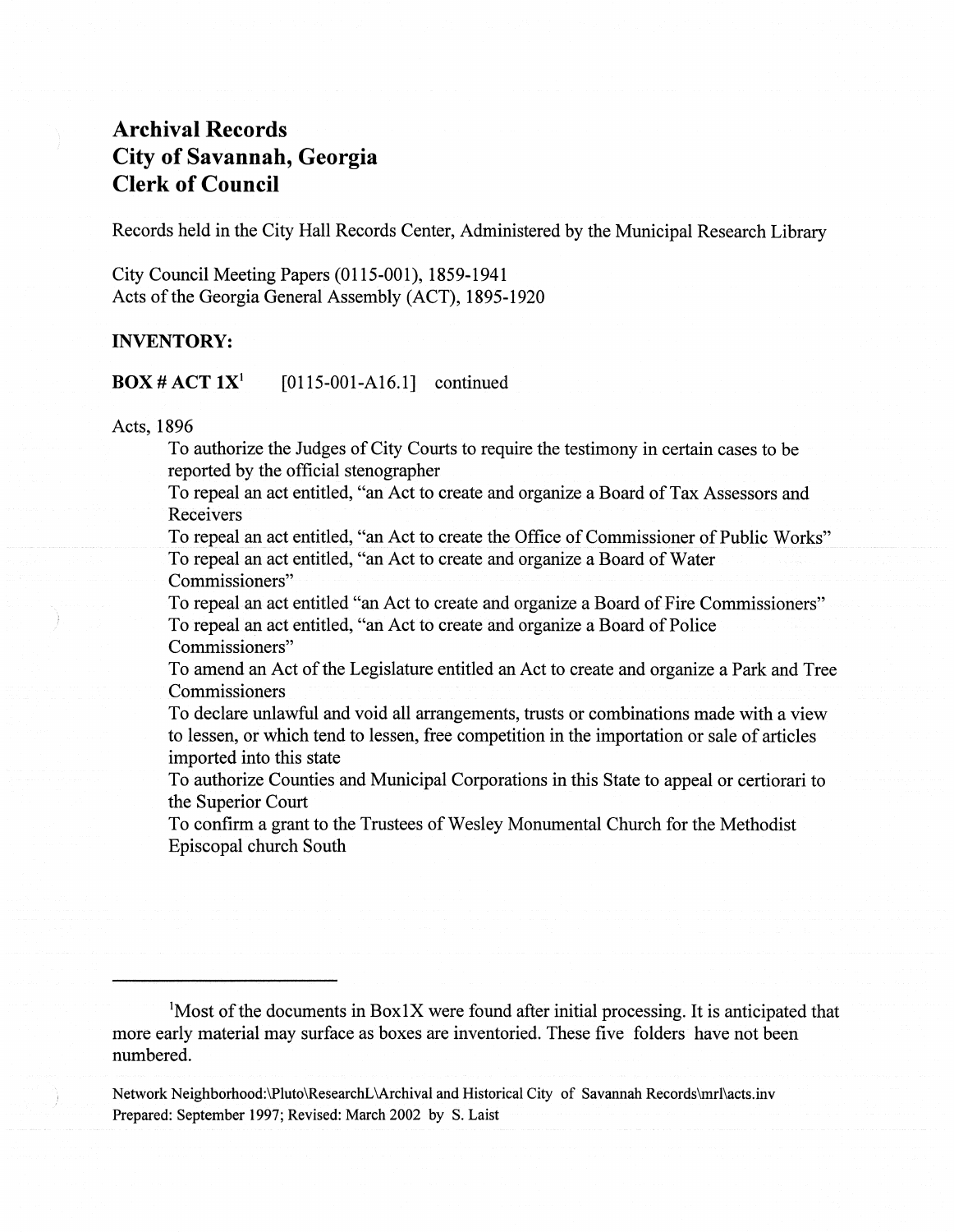# Archival Records
# City of Savannah, Georgia
# Clerk of Council

Records held in the City Hall Records Center, Administered by the Municipal Research Library

City Council Meeting Papers (0115-001), 1859-1941
Acts of the Georgia General Assembly (ACT), 1895-1920

**INVENTORY:**

**BOX # ACT 1X**[1] [0115-001-A16.1] continued

Acts, 1896

- To authorize the Judges of City Courts to require the testimony in certain cases to be reported by the official stenographer
- To repeal an act entitled, "an Act to create and organize a Board of Tax Assessors and Receivers
- To repeal an act entitled, "an Act to create the Office of Commissioner of Public Works"
- To repeal an act entitled, "an Act to create and organize a Board of Water Commissioners"
- To repeal an act entitled "an Act to create and organize a Board of Fire Commissioners"
- To repeal an act entitled, "an Act to create and organize a Board of Police Commissioners"
- To amend an Act of the Legislature entitled an Act to create and organize a Park and Tree Commissioners
- To declare unlawful and void all arrangements, trusts or combinations made with a view to lessen, or which tend to lessen, free competition in the importation or sale of articles imported into this state
- To authorize Counties and Municipal Corporations in this State to appeal or certiorari to the Superior Court
- To confirm a grant to the Trustees of Wesley Monumental Church for the Methodist Episcopal church South

---

[1] Most of the documents in Box1X were found after initial processing. It is anticipated that more early material may surface as boxes are inventoried. These five folders have not been numbered.

Network Neighborhood:\Pluto\ResearchL\Archival and Historical City of Savannah Records\mrl\acts.inv
Prepared: September 1997; Revised: March 2002 by S. Laist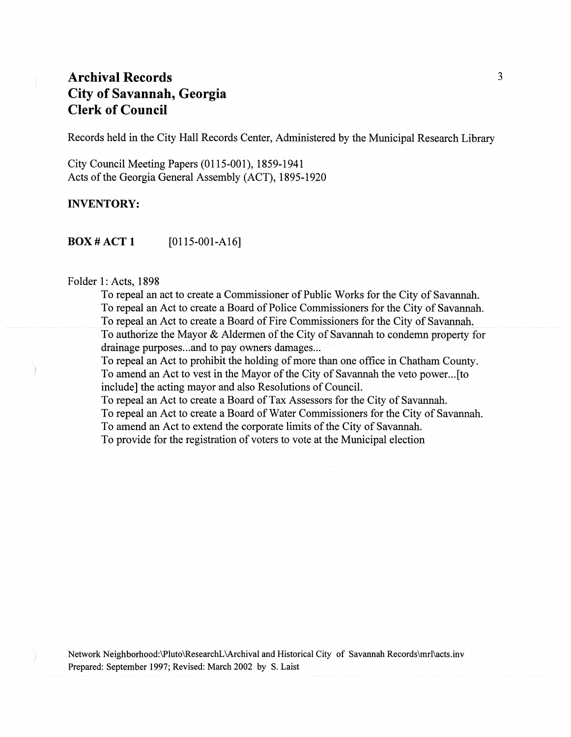# Archival Records
# City of Savannah, Georgia
# Clerk of Council

Records held in the City Hall Records Center, Administered by the Municipal Research Library

City Council Meeting Papers (0115-001), 1859-1941
Acts of the Georgia General Assembly (ACT), 1895-1920

**INVENTORY:**

**BOX # ACT 1** [0115-001-A16]

Folder 1: Acts, 1898

- To repeal an act to create a Commissioner of Public Works for the City of Savannah.
- To repeal an Act to create a Board of Police Commissioners for the City of Savannah.
- To repeal an Act to create a Board of Fire Commissioners for the City of Savannah.
- To authorize the Mayor & Aldermen of the City of Savannah to condemn property for drainage purposes...and to pay owners damages...
- To repeal an Act to prohibit the holding of more than one office in Chatham County.
- To amend an Act to vest in the Mayor of the City of Savannah the veto power...[to include] the acting mayor and also Resolutions of Council.
- To repeal an Act to create a Board of Tax Assessors for the City of Savannah.
- To repeal an Act to create a Board of Water Commissioners for the City of Savannah.
- To amend an Act to extend the corporate limits of the City of Savannah.
- To provide for the registration of voters to vote at the Municipal election

Network Neighborhood:\Pluto\ResearchL\Archival and Historical City of Savannah Records\mrl\acts.inv
Prepared: September 1997; Revised: March 2002 by S. Laist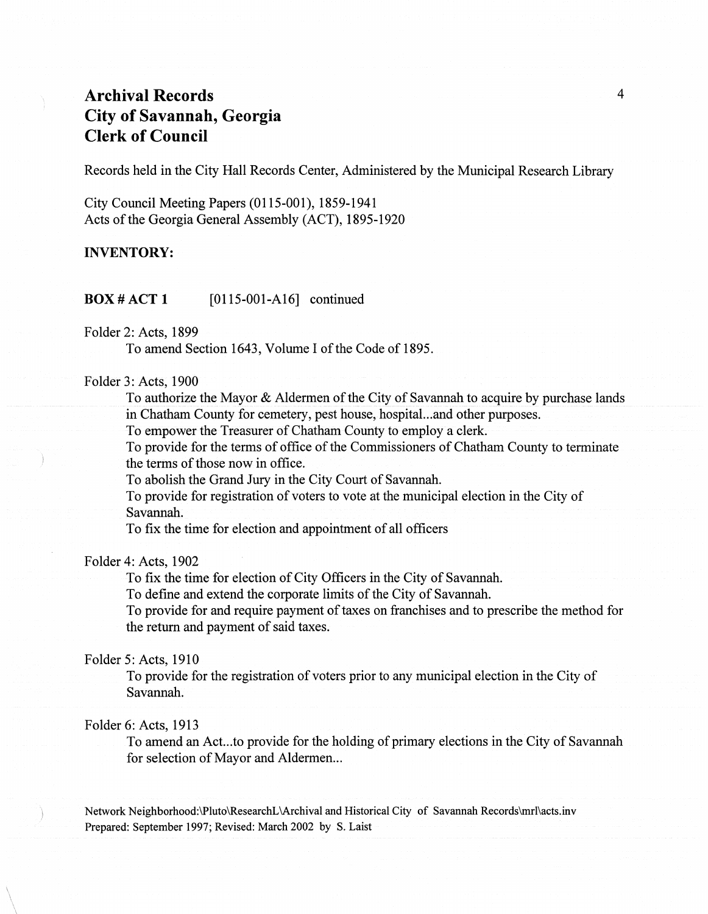# Archival Records
# City of Savannah, Georgia
# Clerk of Council

Records held in the City Hall Records Center, Administered by the Municipal Research Library

City Council Meeting Papers (0115-001), 1859-1941
Acts of the Georgia General Assembly (ACT), 1895-1920

**INVENTORY:**

**BOX # ACT 1** [0115-001-A16] continued

Folder 2: Acts, 1899

To amend Section 1643, Volume I of the Code of 1895.

Folder 3: Acts, 1900

To authorize the Mayor & Aldermen of the City of Savannah to acquire by purchase lands in Chatham County for cemetery, pest house, hospital...and other purposes.
To empower the Treasurer of Chatham County to employ a clerk.
To provide for the terms of office of the Commissioners of Chatham County to terminate the terms of those now in office.
To abolish the Grand Jury in the City Court of Savannah.
To provide for registration of voters to vote at the municipal election in the City of Savannah.
To fix the time for election and appointment of all officers

Folder 4: Acts, 1902

To fix the time for election of City Officers in the City of Savannah.
To define and extend the corporate limits of the City of Savannah.
To provide for and require payment of taxes on franchises and to prescribe the method for the return and payment of said taxes.

Folder 5: Acts, 1910

To provide for the registration of voters prior to any municipal election in the City of Savannah.

Folder 6: Acts, 1913

To amend an Act...to provide for the holding of primary elections in the City of Savannah for selection of Mayor and Aldermen...

Network Neighborhood:\Pluto\ResearchL\Archival and Historical City of Savannah Records\mrl\acts.inv
Prepared: September 1997; Revised: March 2002 by S. Laist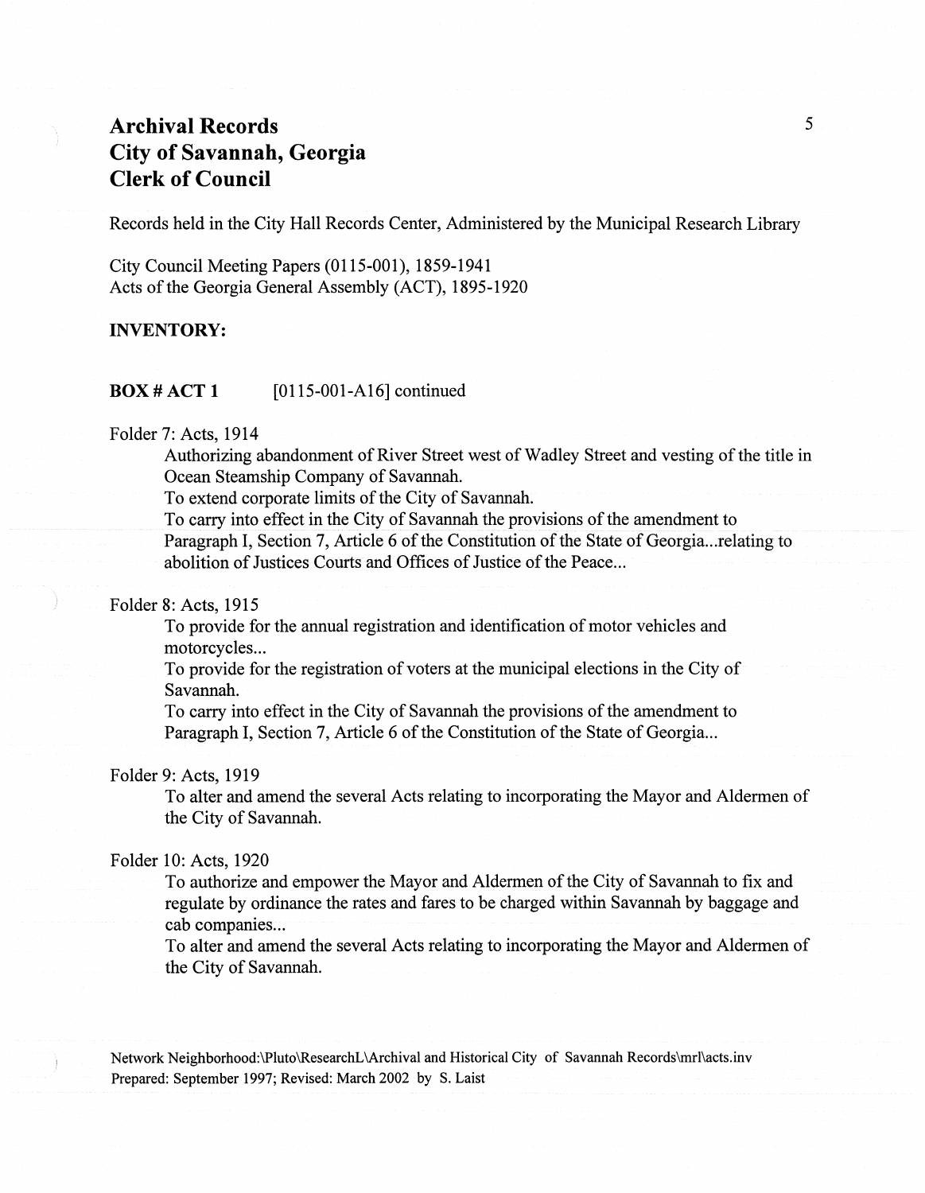# Archival Records
# City of Savannah, Georgia
# Clerk of Council

Records held in the City Hall Records Center, Administered by the Municipal Research Library

City Council Meeting Papers (0115-001), 1859-1941
Acts of the Georgia General Assembly (ACT), 1895-1920

**INVENTORY:**

**BOX # ACT 1** [0115-001-A16] continued

Folder 7: Acts, 1914

> Authorizing abandonment of River Street west of Wadley Street and vesting of the title in Ocean Steamship Company of Savannah.
> To extend corporate limits of the City of Savannah.
> To carry into effect in the City of Savannah the provisions of the amendment to Paragraph I, Section 7, Article 6 of the Constitution of the State of Georgia...relating to abolition of Justices Courts and Offices of Justice of the Peace...

Folder 8: Acts, 1915

> To provide for the annual registration and identification of motor vehicles and motorcycles...
> To provide for the registration of voters at the municipal elections in the City of Savannah.
> To carry into effect in the City of Savannah the provisions of the amendment to Paragraph I, Section 7, Article 6 of the Constitution of the State of Georgia...

Folder 9: Acts, 1919

> To alter and amend the several Acts relating to incorporating the Mayor and Aldermen of the City of Savannah.

Folder 10: Acts, 1920

> To authorize and empower the Mayor and Aldermen of the City of Savannah to fix and regulate by ordinance the rates and fares to be charged within Savannah by baggage and cab companies...
> To alter and amend the several Acts relating to incorporating the Mayor and Aldermen of the City of Savannah.

Network Neighborhood:\Pluto\ResearchL\Archival and Historical City of Savannah Records\mrl\acts.inv
Prepared: September 1997; Revised: March 2002 by S. Laist